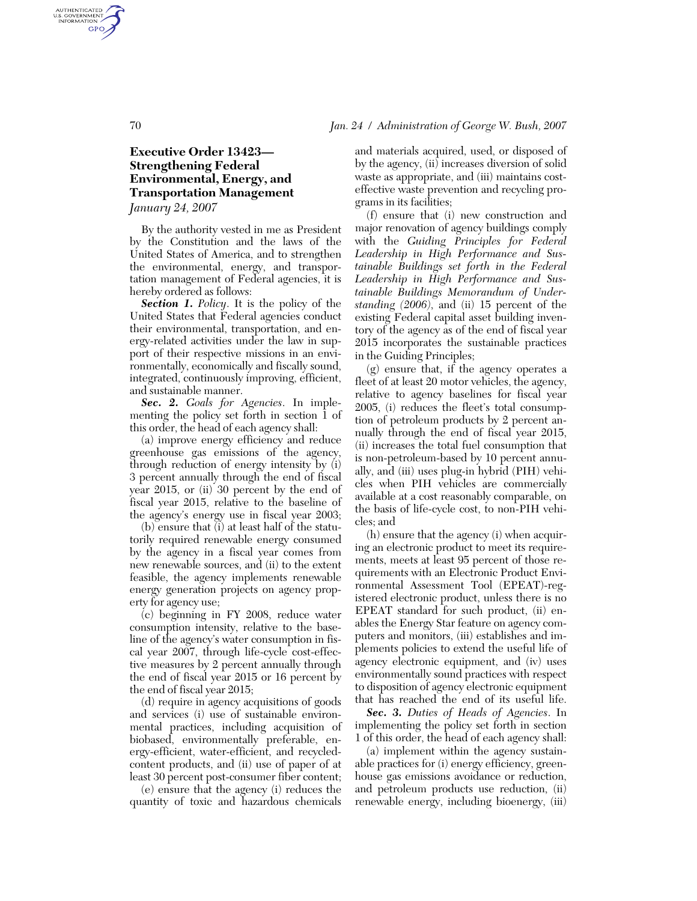# Executive Order 13423—Strengthening Federal Environmental, Energy, and Transportation Management

*January 24, 2007*

By the authority vested in me as President by the Constitution and the laws of the United States of America, and to strengthen the environmental, energy, and transportation management of Federal agencies, it is hereby ordered as follows:

***Section 1.*** *Policy*. It is the policy of the United States that Federal agencies conduct their environmental, transportation, and energy-related activities under the law in support of their respective missions in an environmentally, economically and fiscally sound, integrated, continuously improving, efficient, and sustainable manner.

***Sec. 2.*** *Goals for Agencies*. In implementing the policy set forth in section 1 of this order, the head of each agency shall:

(a) improve energy efficiency and reduce greenhouse gas emissions of the agency, through reduction of energy intensity by (i) 3 percent annually through the end of fiscal year 2015, or (ii) 30 percent by the end of fiscal year 2015, relative to the baseline of the agency's energy use in fiscal year 2003;

(b) ensure that (i) at least half of the statutorily required renewable energy consumed by the agency in a fiscal year comes from new renewable sources, and (ii) to the extent feasible, the agency implements renewable energy generation projects on agency property for agency use;

(c) beginning in FY 2008, reduce water consumption intensity, relative to the baseline of the agency's water consumption in fiscal year 2007, through life-cycle cost-effective measures by 2 percent annually through the end of fiscal year 2015 or 16 percent by the end of fiscal year 2015;

(d) require in agency acquisitions of goods and services (i) use of sustainable environmental practices, including acquisition of biobased, environmentally preferable, energy-efficient, water-efficient, and recycled-content products, and (ii) use of paper of at least 30 percent post-consumer fiber content;

(e) ensure that the agency (i) reduces the quantity of toxic and hazardous chemicals and materials acquired, used, or disposed of by the agency, (ii) increases diversion of solid waste as appropriate, and (iii) maintains cost-effective waste prevention and recycling programs in its facilities;

(f) ensure that (i) new construction and major renovation of agency buildings comply with the *Guiding Principles for Federal Leadership in High Performance and Sustainable Buildings set forth in the Federal Leadership in High Performance and Sustainable Buildings Memorandum of Understanding (2006)*, and (ii) 15 percent of the existing Federal capital asset building inventory of the agency as of the end of fiscal year 2015 incorporates the sustainable practices in the Guiding Principles;

(g) ensure that, if the agency operates a fleet of at least 20 motor vehicles, the agency, relative to agency baselines for fiscal year 2005, (i) reduces the fleet's total consumption of petroleum products by 2 percent annually through the end of fiscal year 2015, (ii) increases the total fuel consumption that is non-petroleum-based by 10 percent annually, and (iii) uses plug-in hybrid (PIH) vehicles when PIH vehicles are commercially available at a cost reasonably comparable, on the basis of life-cycle cost, to non-PIH vehicles; and

(h) ensure that the agency (i) when acquiring an electronic product to meet its requirements, meets at least 95 percent of those requirements with an Electronic Product Environmental Assessment Tool (EPEAT)-registered electronic product, unless there is no EPEAT standard for such product, (ii) enables the Energy Star feature on agency computers and monitors, (iii) establishes and implements policies to extend the useful life of agency electronic equipment, and (iv) uses environmentally sound practices with respect to disposition of agency electronic equipment that has reached the end of its useful life.

***Sec. 3.*** *Duties of Heads of Agencies*. In implementing the policy set forth in section 1 of this order, the head of each agency shall:

(a) implement within the agency sustainable practices for (i) energy efficiency, greenhouse gas emissions avoidance or reduction, and petroleum products use reduction, (ii) renewable energy, including bioenergy, (iii)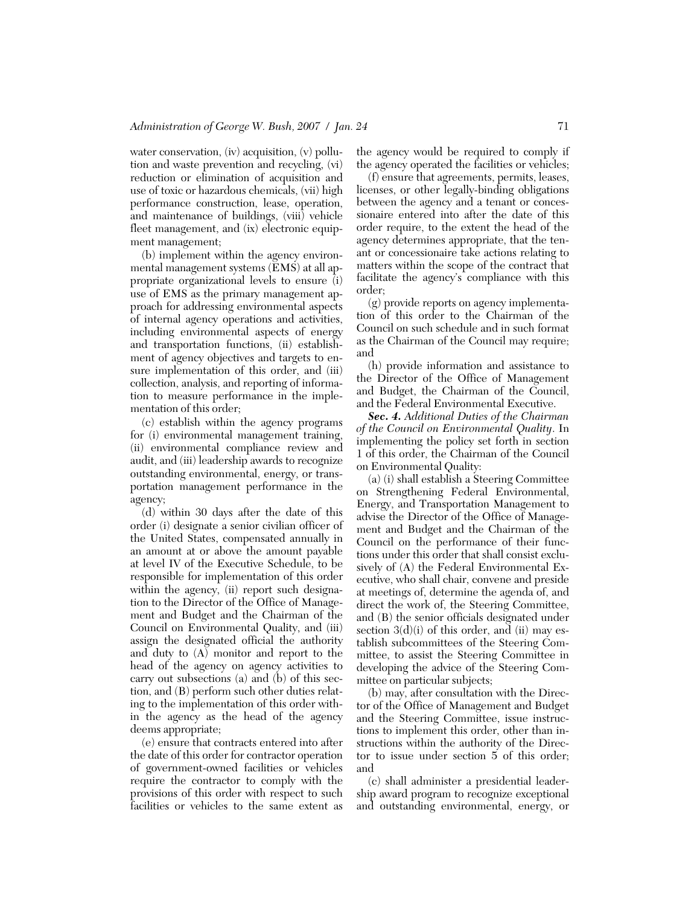water conservation, (iv) acquisition, (v) pollution and waste prevention and recycling, (vi) reduction or elimination of acquisition and use of toxic or hazardous chemicals, (vii) high performance construction, lease, operation, and maintenance of buildings, (viii) vehicle fleet management, and (ix) electronic equipment management;

(b) implement within the agency environmental management systems (EMS) at all appropriate organizational levels to ensure (i) use of EMS as the primary management approach for addressing environmental aspects of internal agency operations and activities, including environmental aspects of energy and transportation functions, (ii) establishment of agency objectives and targets to ensure implementation of this order, and (iii) collection, analysis, and reporting of information to measure performance in the implementation of this order;

(c) establish within the agency programs for (i) environmental management training, (ii) environmental compliance review and audit, and (iii) leadership awards to recognize outstanding environmental, energy, or transportation management performance in the agency;

(d) within 30 days after the date of this order (i) designate a senior civilian officer of the United States, compensated annually in an amount at or above the amount payable at level IV of the Executive Schedule, to be responsible for implementation of this order within the agency, (ii) report such designation to the Director of the Office of Management and Budget and the Chairman of the Council on Environmental Quality, and (iii) assign the designated official the authority and duty to (A) monitor and report to the head of the agency on agency activities to carry out subsections (a) and (b) of this section, and (B) perform such other duties relating to the implementation of this order within the agency as the head of the agency deems appropriate;

(e) ensure that contracts entered into after the date of this order for contractor operation of government-owned facilities or vehicles require the contractor to comply with the provisions of this order with respect to such facilities or vehicles to the same extent as the agency would be required to comply if the agency operated the facilities or vehicles;

(f) ensure that agreements, permits, leases, licenses, or other legally-binding obligations between the agency and a tenant or concessionaire entered into after the date of this order require, to the extent the head of the agency determines appropriate, that the tenant or concessionaire take actions relating to matters within the scope of the contract that facilitate the agency's compliance with this order;

(g) provide reports on agency implementation of this order to the Chairman of the Council on such schedule and in such format as the Chairman of the Council may require; and

(h) provide information and assistance to the Director of the Office of Management and Budget, the Chairman of the Council, and the Federal Environmental Executive.

***Sec. 4.*** *Additional Duties of the Chairman of the Council on Environmental Quality.* In implementing the policy set forth in section 1 of this order, the Chairman of the Council on Environmental Quality:

(a) (i) shall establish a Steering Committee on Strengthening Federal Environmental, Energy, and Transportation Management to advise the Director of the Office of Management and Budget and the Chairman of the Council on the performance of their functions under this order that shall consist exclusively of (A) the Federal Environmental Executive, who shall chair, convene and preside at meetings of, determine the agenda of, and direct the work of, the Steering Committee, and (B) the senior officials designated under section 3(d)(i) of this order, and (ii) may establish subcommittees of the Steering Committee, to assist the Steering Committee in developing the advice of the Steering Committee on particular subjects;

(b) may, after consultation with the Director of the Office of Management and Budget and the Steering Committee, issue instructions to implement this order, other than instructions within the authority of the Director to issue under section 5 of this order; and

(c) shall administer a presidential leadership award program to recognize exceptional and outstanding environmental, energy, or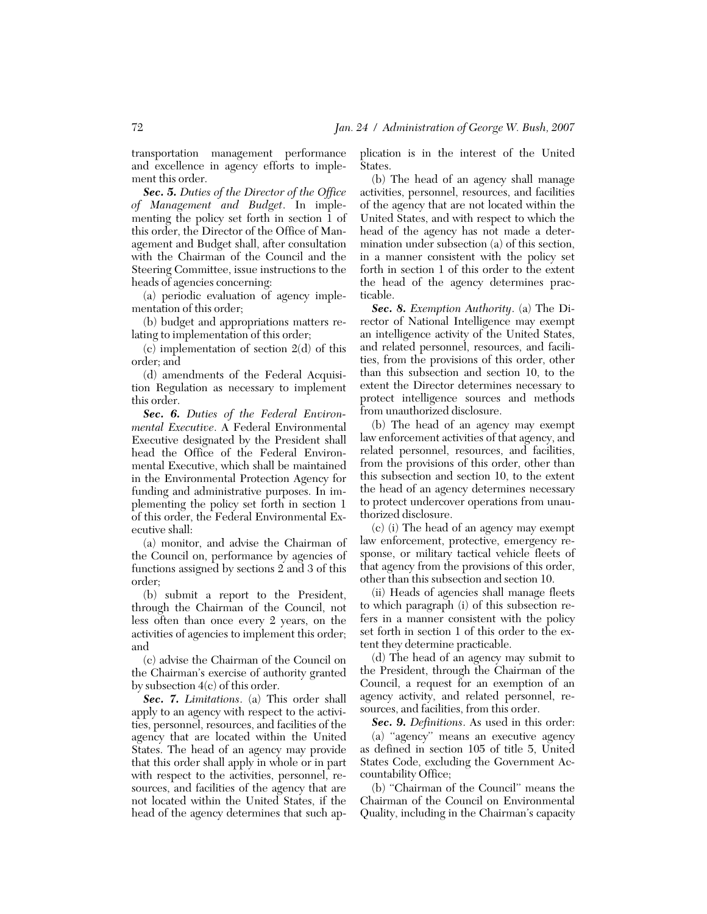transportation management performance and excellence in agency efforts to implement this order.

***Sec. 5.*** *Duties of the Director of the Office of Management and Budget*. In implementing the policy set forth in section 1 of this order, the Director of the Office of Management and Budget shall, after consultation with the Chairman of the Council and the Steering Committee, issue instructions to the heads of agencies concerning:

(a) periodic evaluation of agency implementation of this order;

(b) budget and appropriations matters relating to implementation of this order;

(c) implementation of section 2(d) of this order; and

(d) amendments of the Federal Acquisition Regulation as necessary to implement this order.

***Sec. 6.*** *Duties of the Federal Environmental Executive*. A Federal Environmental Executive designated by the President shall head the Office of the Federal Environmental Executive, which shall be maintained in the Environmental Protection Agency for funding and administrative purposes. In implementing the policy set forth in section 1 of this order, the Federal Environmental Executive shall:

(a) monitor, and advise the Chairman of the Council on, performance by agencies of functions assigned by sections 2 and 3 of this order;

(b) submit a report to the President, through the Chairman of the Council, not less often than once every 2 years, on the activities of agencies to implement this order; and

(c) advise the Chairman of the Council on the Chairman's exercise of authority granted by subsection 4(c) of this order.

***Sec. 7.*** *Limitations*. (a) This order shall apply to an agency with respect to the activities, personnel, resources, and facilities of the agency that are located within the United States. The head of an agency may provide that this order shall apply in whole or in part with respect to the activities, personnel, resources, and facilities of the agency that are not located within the United States, if the head of the agency determines that such application is in the interest of the United States.

(b) The head of an agency shall manage activities, personnel, resources, and facilities of the agency that are not located within the United States, and with respect to which the head of the agency has not made a determination under subsection (a) of this section, in a manner consistent with the policy set forth in section 1 of this order to the extent the head of the agency determines practicable.

***Sec. 8.*** *Exemption Authority*. (a) The Director of National Intelligence may exempt an intelligence activity of the United States, and related personnel, resources, and facilities, from the provisions of this order, other than this subsection and section 10, to the extent the Director determines necessary to protect intelligence sources and methods from unauthorized disclosure.

(b) The head of an agency may exempt law enforcement activities of that agency, and related personnel, resources, and facilities, from the provisions of this order, other than this subsection and section 10, to the extent the head of an agency determines necessary to protect undercover operations from unauthorized disclosure.

(c) (i) The head of an agency may exempt law enforcement, protective, emergency response, or military tactical vehicle fleets of that agency from the provisions of this order, other than this subsection and section 10.

(ii) Heads of agencies shall manage fleets to which paragraph (i) of this subsection refers in a manner consistent with the policy set forth in section 1 of this order to the extent they determine practicable.

(d) The head of an agency may submit to the President, through the Chairman of the Council, a request for an exemption of an agency activity, and related personnel, resources, and facilities, from this order.

***Sec. 9.*** *Definitions*. As used in this order:

(a) "agency" means an executive agency as defined in section 105 of title 5, United States Code, excluding the Government Accountability Office;

(b) "Chairman of the Council" means the Chairman of the Council on Environmental Quality, including in the Chairman's capacity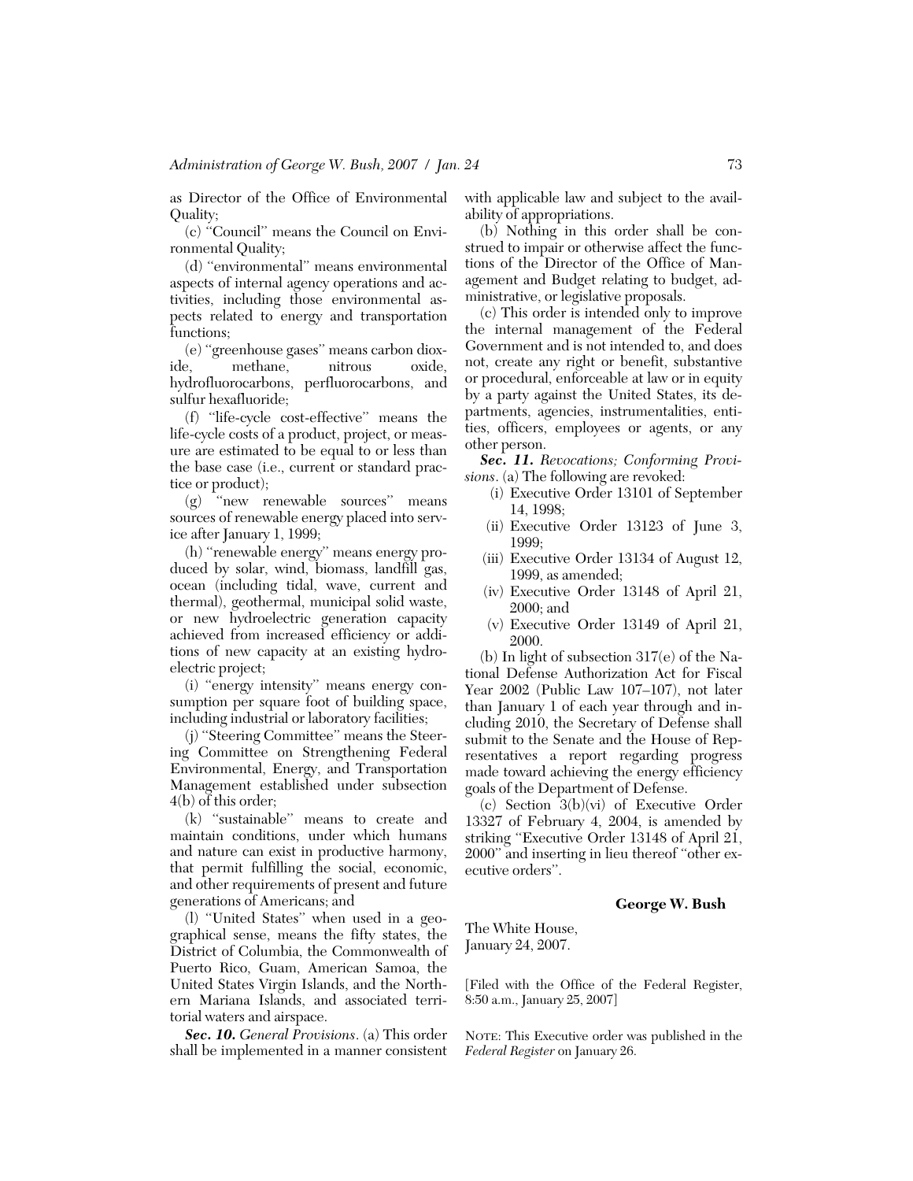as Director of the Office of Environmental Quality;

(c) ''Council'' means the Council on Environmental Quality;

(d) ''environmental'' means environmental aspects of internal agency operations and activities, including those environmental aspects related to energy and transportation functions;

(e) ''greenhouse gases'' means carbon dioxide, methane, nitrous oxide, hydrofluorocarbons, perfluorocarbons, and sulfur hexafluoride;

(f) ''life-cycle cost-effective'' means the life-cycle costs of a product, project, or measure are estimated to be equal to or less than the base case (i.e., current or standard practice or product);

(g) ''new renewable sources'' means sources of renewable energy placed into service after January 1, 1999;

(h) ''renewable energy'' means energy produced by solar, wind, biomass, landfill gas, ocean (including tidal, wave, current and thermal), geothermal, municipal solid waste, or new hydroelectric generation capacity achieved from increased efficiency or additions of new capacity at an existing hydroelectric project;

(i) ''energy intensity'' means energy consumption per square foot of building space, including industrial or laboratory facilities;

(j) ''Steering Committee'' means the Steering Committee on Strengthening Federal Environmental, Energy, and Transportation Management established under subsection 4(b) of this order;

(k) ''sustainable'' means to create and maintain conditions, under which humans and nature can exist in productive harmony, that permit fulfilling the social, economic, and other requirements of present and future generations of Americans; and

(l) ''United States'' when used in a geographical sense, means the fifty states, the District of Columbia, the Commonwealth of Puerto Rico, Guam, American Samoa, the United States Virgin Islands, and the Northern Mariana Islands, and associated territorial waters and airspace.

***Sec. 10.*** *General Provisions*. (a) This order shall be implemented in a manner consistent with applicable law and subject to the availability of appropriations.

(b) Nothing in this order shall be construed to impair or otherwise affect the functions of the Director of the Office of Management and Budget relating to budget, administrative, or legislative proposals.

(c) This order is intended only to improve the internal management of the Federal Government and is not intended to, and does not, create any right or benefit, substantive or procedural, enforceable at law or in equity by a party against the United States, its departments, agencies, instrumentalities, entities, officers, employees or agents, or any other person.

***Sec. 11.*** *Revocations; Conforming Provisions*. (a) The following are revoked:

(i) Executive Order 13101 of September 14, 1998;

(ii) Executive Order 13123 of June 3, 1999;

(iii) Executive Order 13134 of August 12, 1999, as amended;

(iv) Executive Order 13148 of April 21, 2000; and

(v) Executive Order 13149 of April 21, 2000.

(b) In light of subsection 317(e) of the National Defense Authorization Act for Fiscal Year 2002 (Public Law 107–107), not later than January 1 of each year through and including 2010, the Secretary of Defense shall submit to the Senate and the House of Representatives a report regarding progress made toward achieving the energy efficiency goals of the Department of Defense.

(c) Section 3(b)(vi) of Executive Order 13327 of February 4, 2004, is amended by striking ''Executive Order 13148 of April 21, 2000'' and inserting in lieu thereof ''other executive orders''.

**George W. Bush**

The White House,
January 24, 2007.

[Filed with the Office of the Federal Register, 8:50 a.m., January 25, 2007]

NOTE: This Executive order was published in the *Federal Register* on January 26.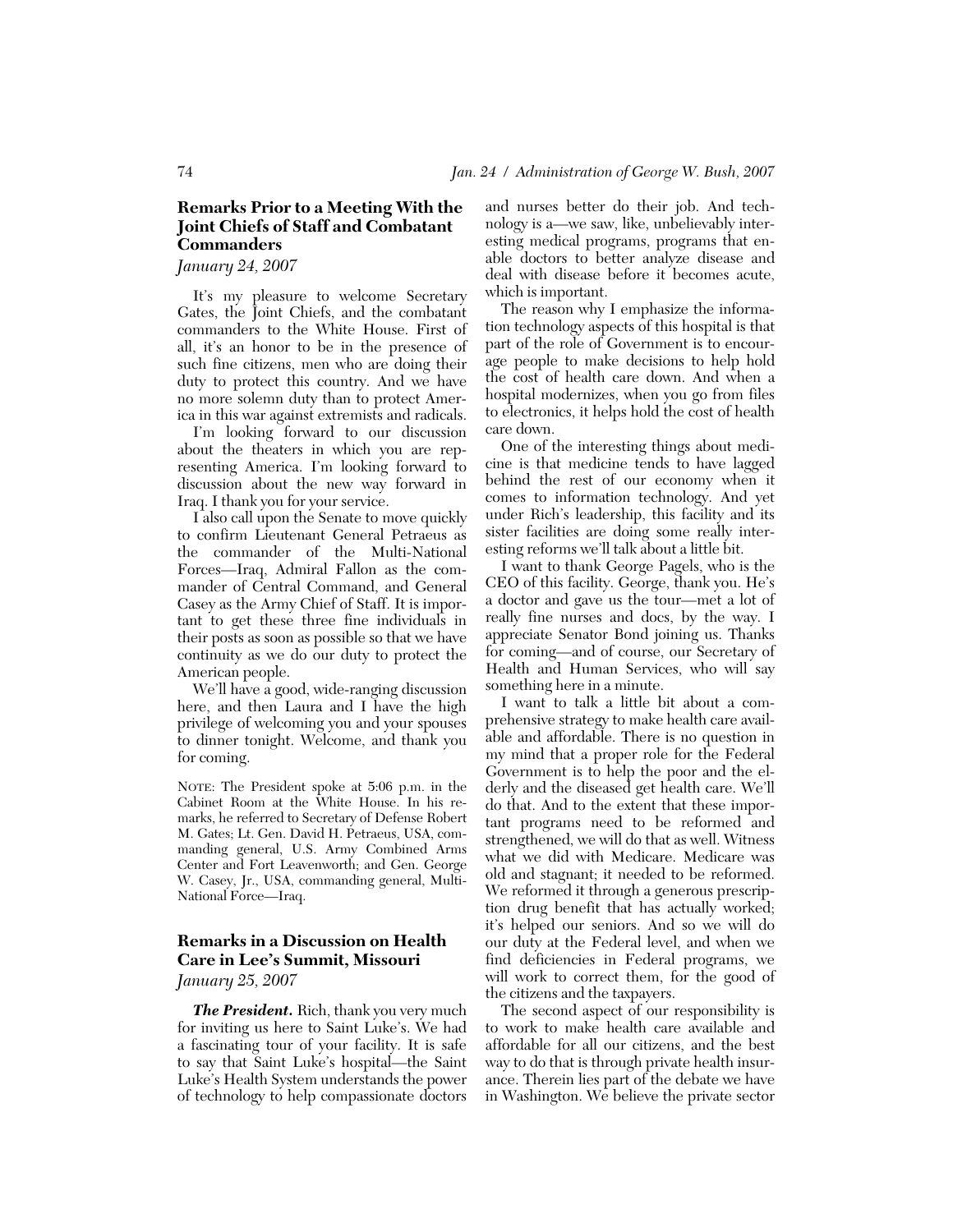## Remarks Prior to a Meeting With the Joint Chiefs of Staff and Combatant Commanders

*January 24, 2007*

It's my pleasure to welcome Secretary Gates, the Joint Chiefs, and the combatant commanders to the White House. First of all, it's an honor to be in the presence of such fine citizens, men who are doing their duty to protect this country. And we have no more solemn duty than to protect America in this war against extremists and radicals.

I'm looking forward to our discussion about the theaters in which you are representing America. I'm looking forward to discussion about the new way forward in Iraq. I thank you for your service.

I also call upon the Senate to move quickly to confirm Lieutenant General Petraeus as the commander of the Multi-National Forces—Iraq, Admiral Fallon as the commander of Central Command, and General Casey as the Army Chief of Staff. It is important to get these three fine individuals in their posts as soon as possible so that we have continuity as we do our duty to protect the American people.

We'll have a good, wide-ranging discussion here, and then Laura and I have the high privilege of welcoming you and your spouses to dinner tonight. Welcome, and thank you for coming.

NOTE: The President spoke at 5:06 p.m. in the Cabinet Room at the White House. In his remarks, he referred to Secretary of Defense Robert M. Gates; Lt. Gen. David H. Petraeus, USA, commanding general, U.S. Army Combined Arms Center and Fort Leavenworth; and Gen. George W. Casey, Jr., USA, commanding general, Multi-National Force—Iraq.

## Remarks in a Discussion on Health Care in Lee's Summit, Missouri

*January 25, 2007*

***The President.*** Rich, thank you very much for inviting us here to Saint Luke's. We had a fascinating tour of your facility. It is safe to say that Saint Luke's hospital—the Saint Luke's Health System understands the power of technology to help compassionate doctors and nurses better do their job. And technology is a—we saw, like, unbelievably interesting medical programs, programs that enable doctors to better analyze disease and deal with disease before it becomes acute, which is important.

The reason why I emphasize the information technology aspects of this hospital is that part of the role of Government is to encourage people to make decisions to help hold the cost of health care down. And when a hospital modernizes, when you go from files to electronics, it helps hold the cost of health care down.

One of the interesting things about medicine is that medicine tends to have lagged behind the rest of our economy when it comes to information technology. And yet under Rich's leadership, this facility and its sister facilities are doing some really interesting reforms we'll talk about a little bit.

I want to thank George Pagels, who is the CEO of this facility. George, thank you. He's a doctor and gave us the tour—met a lot of really fine nurses and docs, by the way. I appreciate Senator Bond joining us. Thanks for coming—and of course, our Secretary of Health and Human Services, who will say something here in a minute.

I want to talk a little bit about a comprehensive strategy to make health care available and affordable. There is no question in my mind that a proper role for the Federal Government is to help the poor and the elderly and the diseased get health care. We'll do that. And to the extent that these important programs need to be reformed and strengthened, we will do that as well. Witness what we did with Medicare. Medicare was old and stagnant; it needed to be reformed. We reformed it through a generous prescription drug benefit that has actually worked; it's helped our seniors. And so we will do our duty at the Federal level, and when we find deficiencies in Federal programs, we will work to correct them, for the good of the citizens and the taxpayers.

The second aspect of our responsibility is to work to make health care available and affordable for all our citizens, and the best way to do that is through private health insurance. Therein lies part of the debate we have in Washington. We believe the private sector